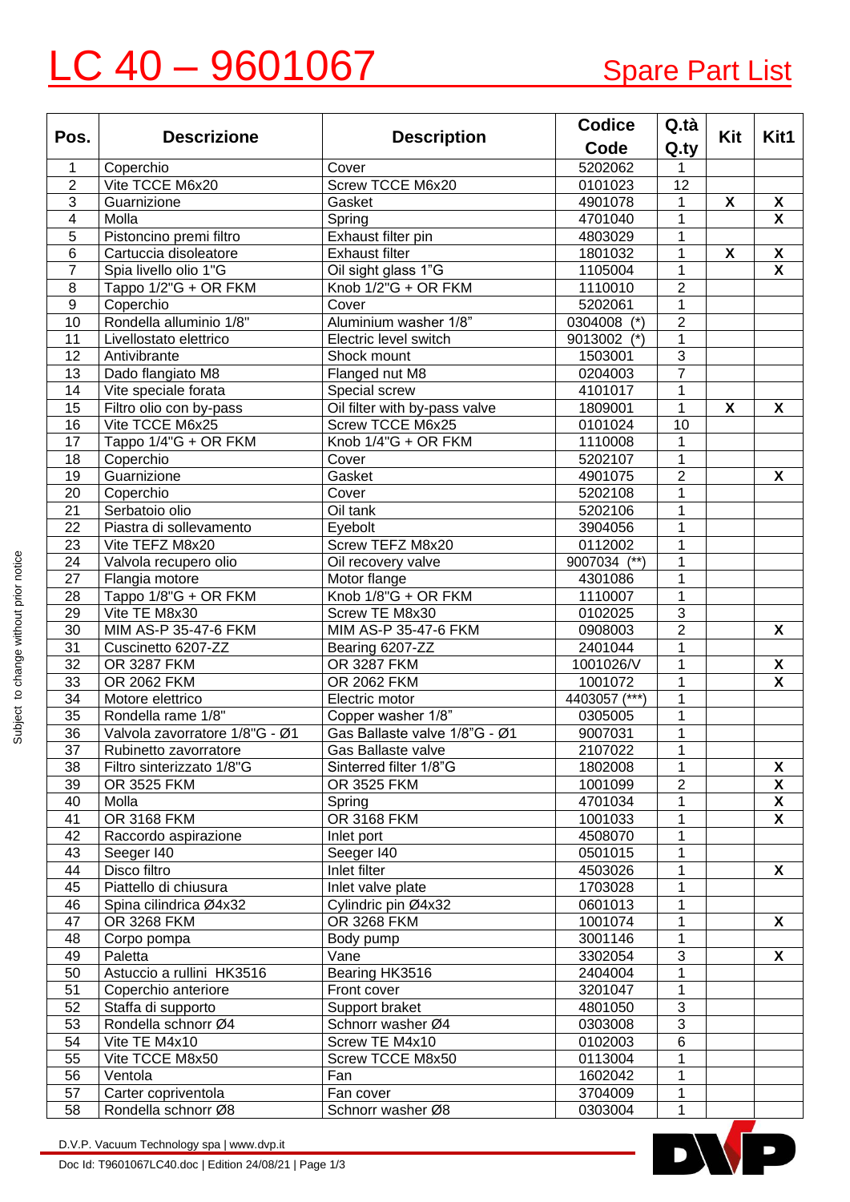# LC 40 – 9601067

## Spare Part List

| Pos. | Descrizione | Description | Codice Code | Q.tà Q.ty | Kit | Kit1 |
|---|---|---|---|---|---|---|
| 1 | Coperchio | Cover | 5202062 | 1 | | |
| 2 | Vite TCCE M6x20 | Screw TCCE M6x20 | 0101023 | 12 | | |
| 3 | Guarnizione | Gasket | 4901078 | 1 | X | X |
| 4 | Molla | Spring | 4701040 | 1 | | X |
| 5 | Pistoncino premi filtro | Exhaust filter pin | 4803029 | 1 | | |
| 6 | Cartuccia disoleatore | Exhaust filter | 1801032 | 1 | X | X |
| 7 | Spia livello olio 1"G | Oil sight glass 1"G | 1105004 | 1 | | X |
| 8 | Tappo 1/2"G + OR FKM | Knob 1/2"G + OR FKM | 1110010 | 2 | | |
| 9 | Coperchio | Cover | 5202061 | 1 | | |
| 10 | Rondella alluminio 1/8" | Aluminium washer 1/8" | 0304008 (*) | 2 | | |
| 11 | Livellostato elettrico | Electric level switch | 9013002 (*) | 1 | | |
| 12 | Antivibrante | Shock mount | 1503001 | 3 | | |
| 13 | Dado flangiato M8 | Flanged nut M8 | 0204003 | 7 | | |
| 14 | Vite speciale forata | Special screw | 4101017 | 1 | | |
| 15 | Filtro olio con by-pass | Oil filter with by-pass valve | 1809001 | 1 | X | X |
| 16 | Vite TCCE M6x25 | Screw TCCE M6x25 | 0101024 | 10 | | |
| 17 | Tappo 1/4"G + OR FKM | Knob 1/4"G + OR FKM | 1110008 | 1 | | |
| 18 | Coperchio | Cover | 5202107 | 1 | | |
| 19 | Guarnizione | Gasket | 4901075 | 2 | | X |
| 20 | Coperchio | Cover | 5202108 | 1 | | |
| 21 | Serbatoio olio | Oil tank | 5202106 | 1 | | |
| 22 | Piastra di sollevamento | Eyebolt | 3904056 | 1 | | |
| 23 | Vite TEFZ M8x20 | Screw TEFZ M8x20 | 0112002 | 1 | | |
| 24 | Valvola recupero olio | Oil recovery valve | 9007034 (**) | 1 | | |
| 27 | Flangia motore | Motor flange | 4301086 | 1 | | |
| 28 | Tappo 1/8"G + OR FKM | Knob 1/8"G + OR FKM | 1110007 | 1 | | |
| 29 | Vite TE M8x30 | Screw TE M8x30 | 0102025 | 3 | | |
| 30 | MIM AS-P 35-47-6 FKM | MIM AS-P 35-47-6 FKM | 0908003 | 2 | | X |
| 31 | Cuscinetto 6207-ZZ | Bearing 6207-ZZ | 2401044 | 1 | | |
| 32 | OR 3287 FKM | OR 3287 FKM | 1001026/V | 1 | | X |
| 33 | OR 2062 FKM | OR 2062 FKM | 1001072 | 1 | | X |
| 34 | Motore elettrico | Electric motor | 4403057 (***) | 1 | | |
| 35 | Rondella rame 1/8" | Copper washer 1/8" | 0305005 | 1 | | |
| 36 | Valvola zavorratore 1/8"G - Ø1 | Gas Ballaste valve 1/8"G - Ø1 | 9007031 | 1 | | |
| 37 | Rubinetto zavorratore | Gas Ballaste valve | 2107022 | 1 | | |
| 38 | Filtro sinterizzato 1/8"G | Sinterred filter 1/8"G | 1802008 | 1 | | X |
| 39 | OR 3525 FKM | OR 3525 FKM | 1001099 | 2 | | X |
| 40 | Molla | Spring | 4701034 | 1 | | X |
| 41 | OR 3168 FKM | OR 3168 FKM | 1001033 | 1 | | X |
| 42 | Raccordo aspirazione | Inlet port | 4508070 | 1 | | |
| 43 | Seeger I40 | Seeger I40 | 0501015 | 1 | | |
| 44 | Disco filtro | Inlet filter | 4503026 | 1 | | X |
| 45 | Piattello di chiusura | Inlet valve plate | 1703028 | 1 | | |
| 46 | Spina cilindrica Ø4x32 | Cylindric pin Ø4x32 | 0601013 | 1 | | |
| 47 | OR 3268 FKM | OR 3268 FKM | 1001074 | 1 | | X |
| 48 | Corpo pompa | Body pump | 3001146 | 1 | | |
| 49 | Paletta | Vane | 3302054 | 3 | | X |
| 50 | Astuccio a rullini HK3516 | Bearing HK3516 | 2404004 | 1 | | |
| 51 | Coperchio anteriore | Front cover | 3201047 | 1 | | |
| 52 | Staffa di supporto | Support braket | 4801050 | 3 | | |
| 53 | Rondella schnorr Ø4 | Schnorr washer Ø4 | 0303008 | 3 | | |
| 54 | Vite TE M4x10 | Screw TE M4x10 | 0102003 | 6 | | |
| 55 | Vite TCCE M8x50 | Screw TCCE M8x50 | 0113004 | 1 | | |
| 56 | Ventola | Fan | 1602042 | 1 | | |
| 57 | Carter copriventola | Fan cover | 3704009 | 1 | | |
| 58 | Rondella schnorr Ø8 | Schnorr washer Ø8 | 0303004 | 1 | | |

Subject to change without prior notice

D.V.P. Vacuum Technology spa | www.dvp.it

Doc Id: T9601067LC40.doc | Edition 24/08/21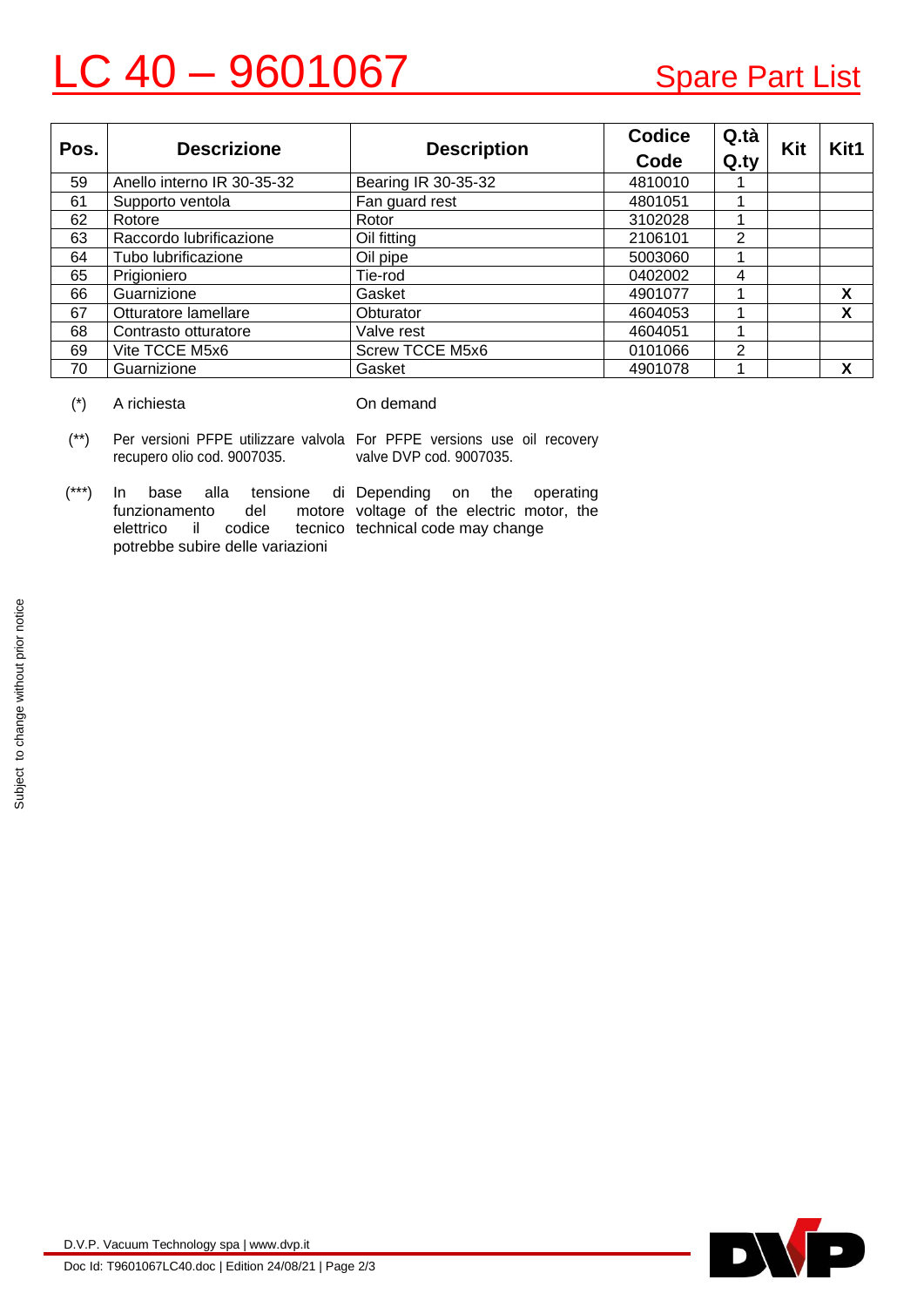# LC 40 – 9601067

## Spare Part List

| Pos. | Descrizione | Description | Codice Code | Q.tà Q.ty | Kit | Kit1 |
|---|---|---|---|---|---|---|
| 59 | Anello interno IR 30-35-32 | Bearing IR 30-35-32 | 4810010 | 1 | | |
| 61 | Supporto ventola | Fan guard rest | 4801051 | 1 | | |
| 62 | Rotore | Rotor | 3102028 | 1 | | |
| 63 | Raccordo lubrificazione | Oil fitting | 2106101 | 2 | | |
| 64 | Tubo lubrificazione | Oil pipe | 5003060 | 1 | | |
| 65 | Prigioniero | Tie-rod | 0402002 | 4 | | |
| 66 | Guarnizione | Gasket | 4901077 | 1 | | X |
| 67 | Otturatore lamellare | Obturator | 4604053 | 1 | | X |
| 68 | Contrasto otturatore | Valve rest | 4604051 | 1 | | |
| 69 | Vite TCCE M5x6 | Screw TCCE M5x6 | 0101066 | 2 | | |
| 70 | Guarnizione | Gasket | 4901078 | 1 | | X |

| | | |
|---|---|---|
| (*) | A richiesta | On demand |
| (**) | Per versioni PFPE utilizzare valvola recupero olio cod. 9007035. | For PFPE versions use oil recovery valve DVP cod. 9007035. |
| (***) | In base alla tensione di funzionamento del motore elettrico il codice tecnico potrebbe subire delle variazioni | Depending on the operating voltage of the electric motor, the technical code may change |

Subject to change without prior notice

D.V.P. Vacuum Technology spa | www.dvp.it

Doc Id: T9601067LC40.doc | Edition 24/08/21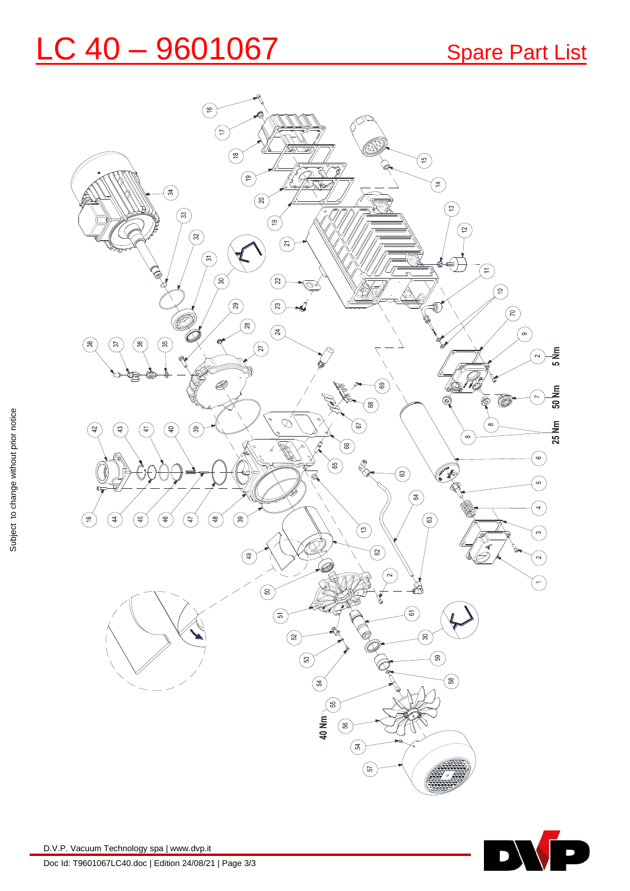# LC 40 – 9601067

## Spare Part List

Subject to change without prior notice

16
17
18
19
20
19
21
22
23
24
15
14
13
12
11
10
70
9
2
5 Nm
7
50 Nm
8
8
25 Nm
6
5
4
3
2
1
34
33
32
31
30
29
28
27
38
37
36
35
69
68
67
66
65
42
43
41
40
39
16
44
45
46
47
48
39
63
64
63
13
62
49
50
2
51
61
52
53
30
59
58
54
55
40 Nm
56
54
57

D.V.P. Vacuum Technology spa | www.dvp.it

Doc Id: T9601067LC40.doc | Edition 24/08/21 | Page 3/3